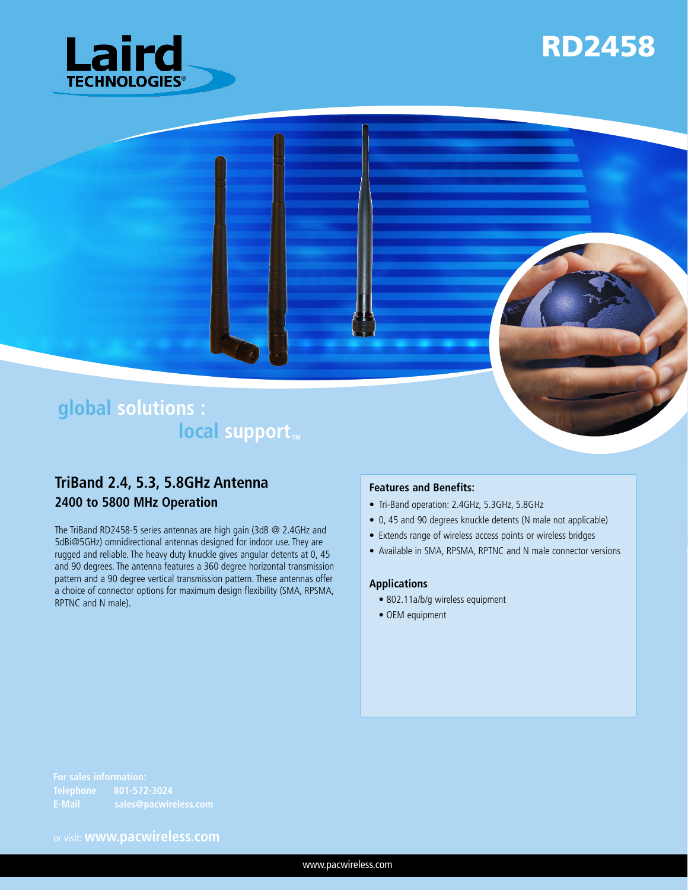# RD2458

Laird TECHNOLOGIES

**global solutions : local support™**

## TriBand 2.4, 5.3, 5.8GHz Antenna

### 2400 to 5800 MHz Operation

The TriBand RD2458-5 series antennas are high gain (3dB @ 2.4GHz and 5dBi@5GHz) omnidirectional antennas designed for indoor use. They are rugged and reliable. The heavy duty knuckle gives angular detents at 0, 45 and 90 degrees. The antenna features a 360 degree horizontal transmission pattern and a 90 degree vertical transmission pattern. These antennas offer a choice of connector options for maximum design flexibility (SMA, RPSMA, RPTNC and N male).

### Features and Benefits:

- Tri-Band operation: 2.4GHz, 5.3GHz, 5.8GHz
- 0, 45 and 90 degrees knuckle detents (N male not applicable)
- Extends range of wireless access points or wireless bridges
- Available in SMA, RPSMA, RPTNC and N male connector versions

### Applications

- 802.11a/b/g wireless equipment
- OEM equipment

**For sales information:**
**Telephone** 801-572-3024
**E-Mail** sales@pacwireless.com

or visit: **www.pacwireless.com**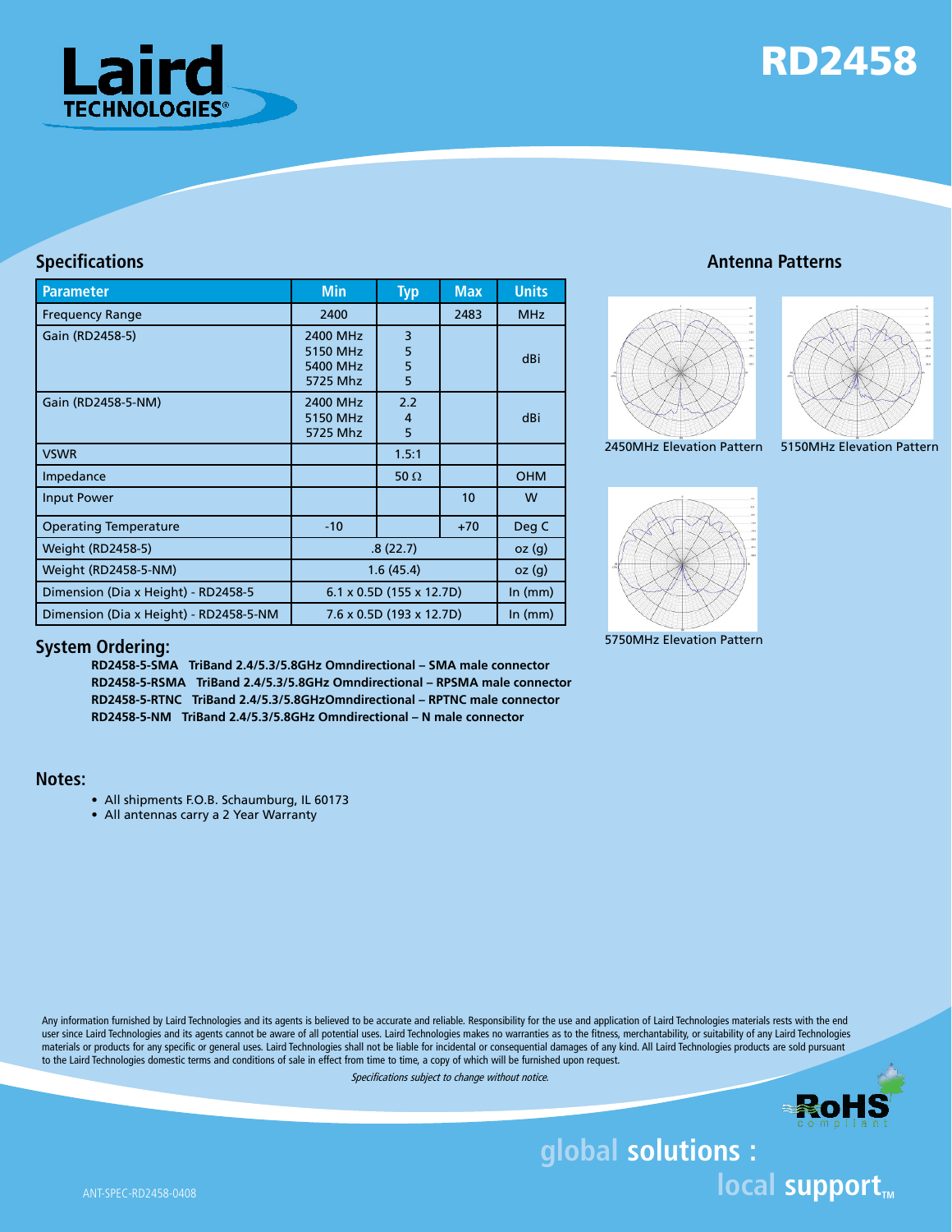# RD2458

## Specifications

| Parameter | Min | Typ | Max | Units |
|---|---|---|---|---|
| Frequency Range | 2400 | | 2483 | MHz |
| Gain (RD2458-5) | 2400 MHz<br>5150 MHz<br>5400 MHz<br>5725 Mhz | 3<br>5<br>5<br>5 | | dBi |
| Gain (RD2458-5-NM) | 2400 MHz<br>5150 MHz<br>5725 Mhz | 2.2<br>4<br>5 | | dBi |
| VSWR | | 1.5:1 | | |
| Impedance | | 50 Ω | | OHM |
| Input Power | | | 10 | W |
| Operating Temperature | -10 | | +70 | Deg C |
| Weight (RD2458-5) | .8 (22.7) | | | oz (g) |
| Weight (RD2458-5-NM) | 1.6 (45.4) | | | oz (g) |
| Dimension (Dia x Height) - RD2458-5 | 6.1 x 0.5D (155 x 12.7D) | | | In (mm) |
| Dimension (Dia x Height) - RD2458-5-NM | 7.6 x 0.5D (193 x 12.7D) | | | In (mm) |

## Antenna Patterns

2450MHz Elevation Pattern

5150MHz Elevation Pattern

5750MHz Elevation Pattern

## System Ordering:

**RD2458-5-SMA TriBand 2.4/5.3/5.8GHz Omndirectional – SMA male connector**
**RD2458-5-RSMA TriBand 2.4/5.3/5.8GHz Omndirectional – RPSMA male connector**
**RD2458-5-RTNC TriBand 2.4/5.3/5.8GHzOmndirectional – RPTNC male connector**
**RD2458-5-NM TriBand 2.4/5.3/5.8GHz Omndirectional – N male connector**

## Notes:

- All shipments F.O.B. Schaumburg, IL 60173
- All antennas carry a 2 Year Warranty

Any information furnished by Laird Technologies and its agents is believed to be accurate and reliable. Responsibility for the use and application of Laird Technologies materials rests with the end user since Laird Technologies and its agents cannot be aware of all potential uses. Laird Technologies makes no warranties as to the fitness, merchantability, or suitability of any Laird Technologies materials or products for any specific or general uses. Laird Technologies shall not be liable for incidental or consequential damages of any kind. All Laird Technologies products are sold pursuant to the Laird Technologies domestic terms and conditions of sale in effect from time to time, a copy of which will be furnished upon request.

*Specifications subject to change without notice.*

global **solutions** : local **support**™

ANT-SPEC-RD2458-0408